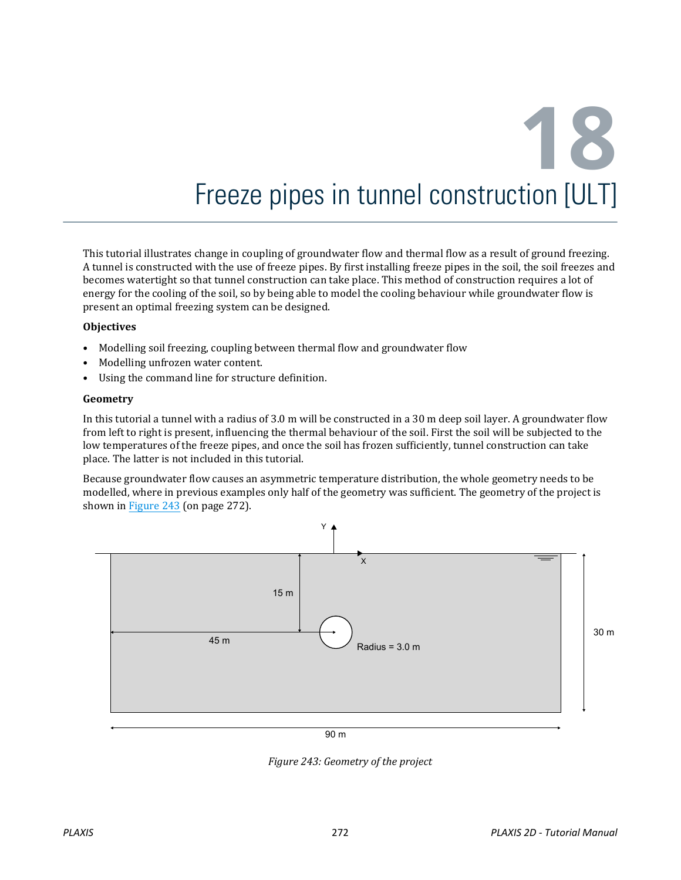# 18 Freeze pipes in tunnel construction [ULT]

This tutorial illustrates change in coupling of groundwater flow and thermal flow as a result of ground freezing. A tunnel is constructed with the use of freeze pipes. By first installing freeze pipes in the soil, the soil freezes and becomes watertight so that tunnel construction can take place. This method of construction requires a lot of energy for the cooling of the soil, so by being able to model the cooling behaviour while groundwater flow is present an optimal freezing system can be designed.

**Objectives**

- Modelling soil freezing, coupling between thermal flow and groundwater flow
- Modelling unfrozen water content.
- Using the command line for structure definition.

**Geometry**

In this tutorial a tunnel with a radius of 3.0 m will be constructed in a 30 m deep soil layer. A groundwater flow from left to right is present, influencing the thermal behaviour of the soil. First the soil will be subjected to the low temperatures of the freeze pipes, and once the soil has frozen sufficiently, tunnel construction can take place. The latter is not included in this tutorial.

Because groundwater flow causes an asymmetric temperature distribution, the whole geometry needs to be modelled, where in previous examples only half of the geometry was sufficient. The geometry of the project is shown in Figure 243 (on page 272).

*Figure 243: Geometry of the project*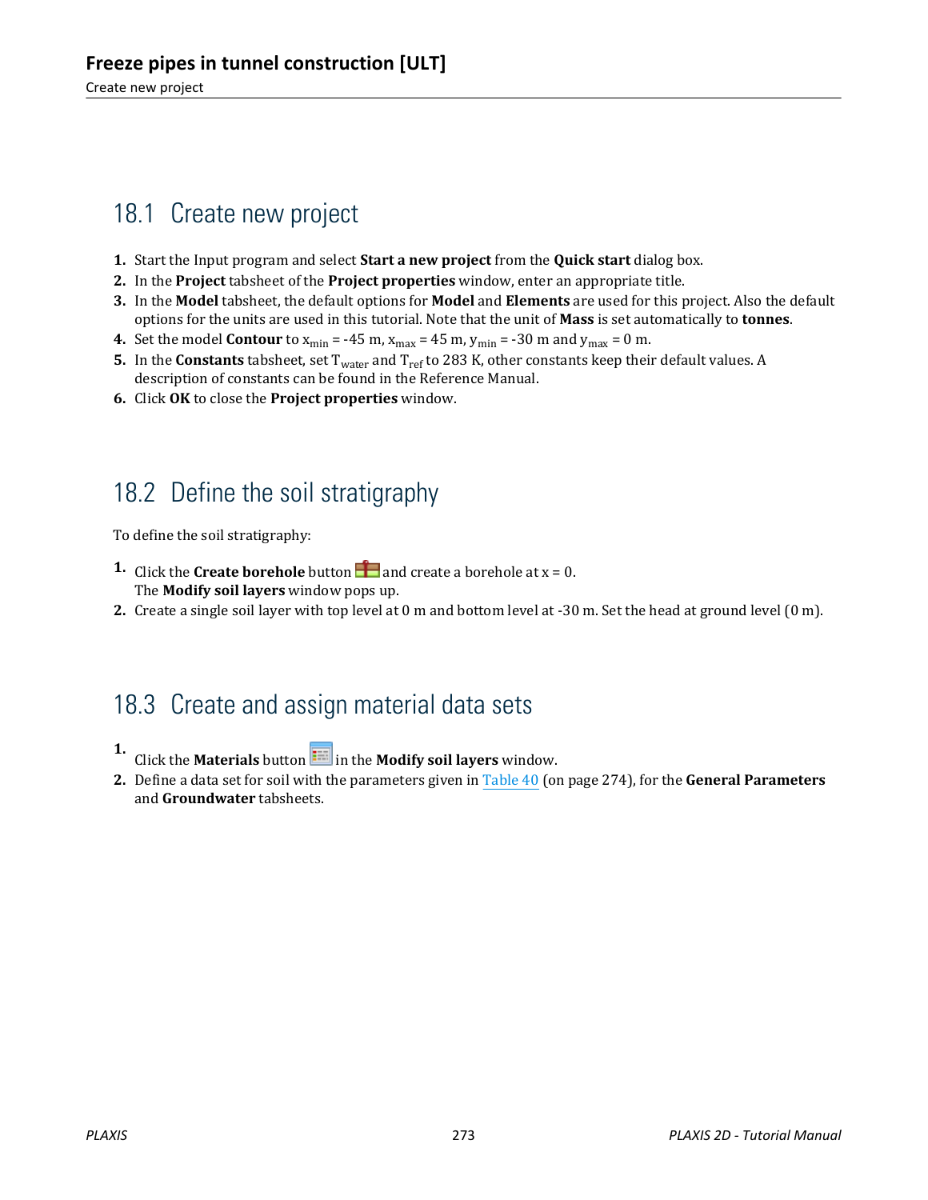## 18.1 Create new project

1. Start the Input program and select **Start a new project** from the **Quick start** dialog box.
2. In the **Project** tabsheet of the **Project properties** window, enter an appropriate title.
3. In the **Model** tabsheet, the default options for **Model** and **Elements** are used for this project. Also the default options for the units are used in this tutorial. Note that the unit of **Mass** is set automatically to **tonnes**.
4. Set the model **Contour** to $x_{min}$ = -45 m, $x_{max}$ = 45 m, $y_{min}$ = -30 m and $y_{max}$ = 0 m.
5. In the **Constants** tabsheet, set $T_{water}$ and $T_{ref}$ to 283 K, other constants keep their default values. A description of constants can be found in the Reference Manual.
6. Click **OK** to close the **Project properties** window.

## 18.2 Define the soil stratigraphy

To define the soil stratigraphy:

1. Click the **Create borehole** button and create a borehole at x = 0.
   The **Modify soil layers** window pops up.
2. Create a single soil layer with top level at 0 m and bottom level at -30 m. Set the head at ground level (0 m).

## 18.3 Create and assign material data sets

1. Click the **Materials** button in the **Modify soil layers** window.
2. Define a data set for soil with the parameters given in Table 40 (on page 274), for the **General Parameters** and **Groundwater** tabsheets.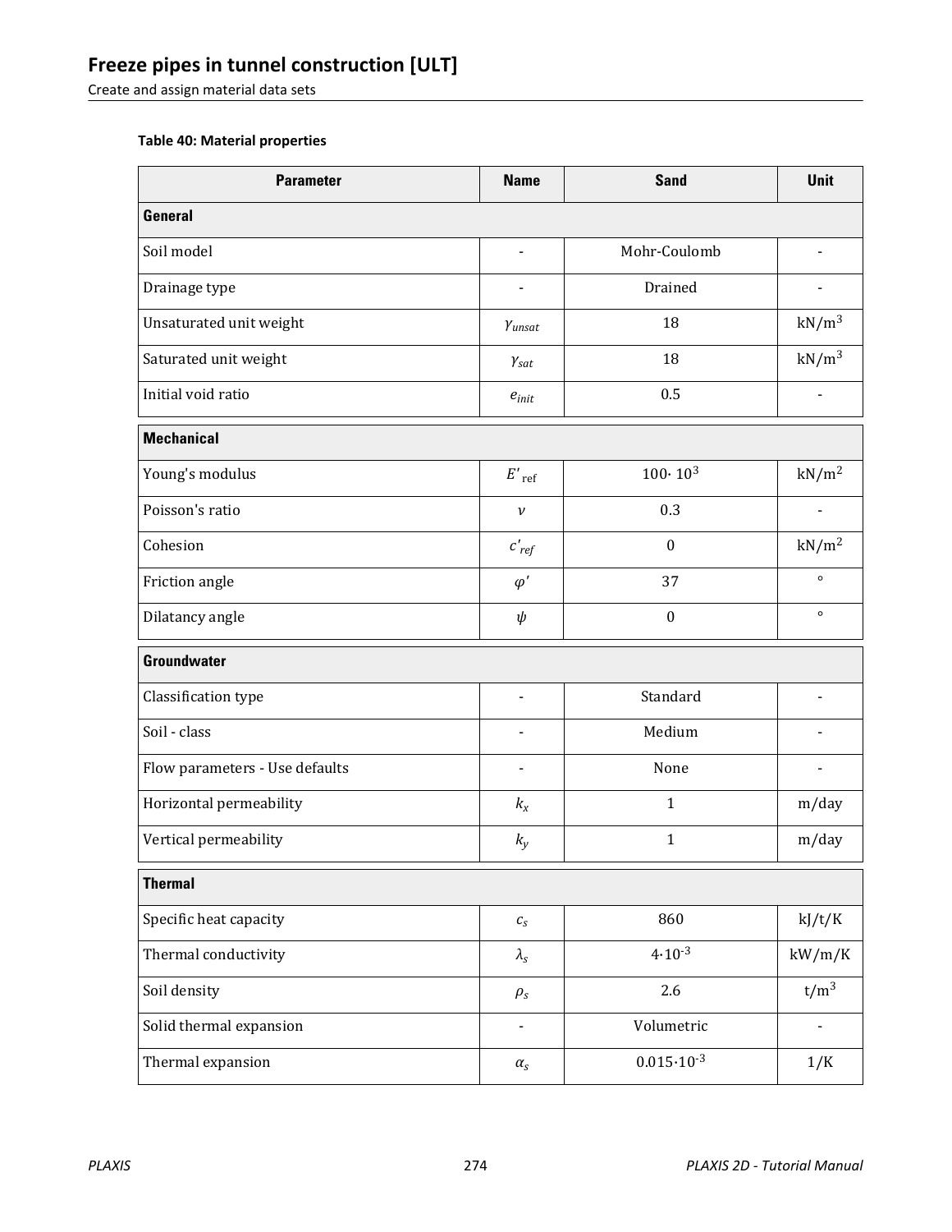**Table 40: Material properties**

| Parameter | Name | Sand | Unit |
|---|---|---|---|
| **General** | | | |
| Soil model | - | Mohr-Coulomb | - |
| Drainage type | - | Drained | - |
| Unsaturated unit weight | $\gamma_{unsat}$ | 18 | $kN/m^3$ |
| Saturated unit weight | $\gamma_{sat}$ | 18 | $kN/m^3$ |
| Initial void ratio | $e_{init}$ | 0.5 | - |
| **Mechanical** | | | |
| Young's modulus | $E'_{ref}$ | $100 \cdot 10^3$ | $kN/m^2$ |
| Poisson's ratio | $\nu$ | 0.3 | - |
| Cohesion | $c'_{ref}$ | 0 | $kN/m^2$ |
| Friction angle | $\varphi'$ | 37 | ° |
| Dilatancy angle | $\psi$ | 0 | ° |
| **Groundwater** | | | |
| Classification type | - | Standard | - |
| Soil - class | - | Medium | - |
| Flow parameters - Use defaults | - | None | - |
| Horizontal permeability | $k_x$ | 1 | m/day |
| Vertical permeability | $k_y$ | 1 | m/day |
| **Thermal** | | | |
| Specific heat capacity | $c_s$ | 860 | kJ/t/K |
| Thermal conductivity | $\lambda_s$ | $4 \cdot 10^{-3}$ | kW/m/K |
| Soil density | $\rho_s$ | 2.6 | $t/m^3$ |
| Solid thermal expansion | - | Volumetric | - |
| Thermal expansion | $\alpha_s$ | $0.015 \cdot 10^{-3}$ | 1/K |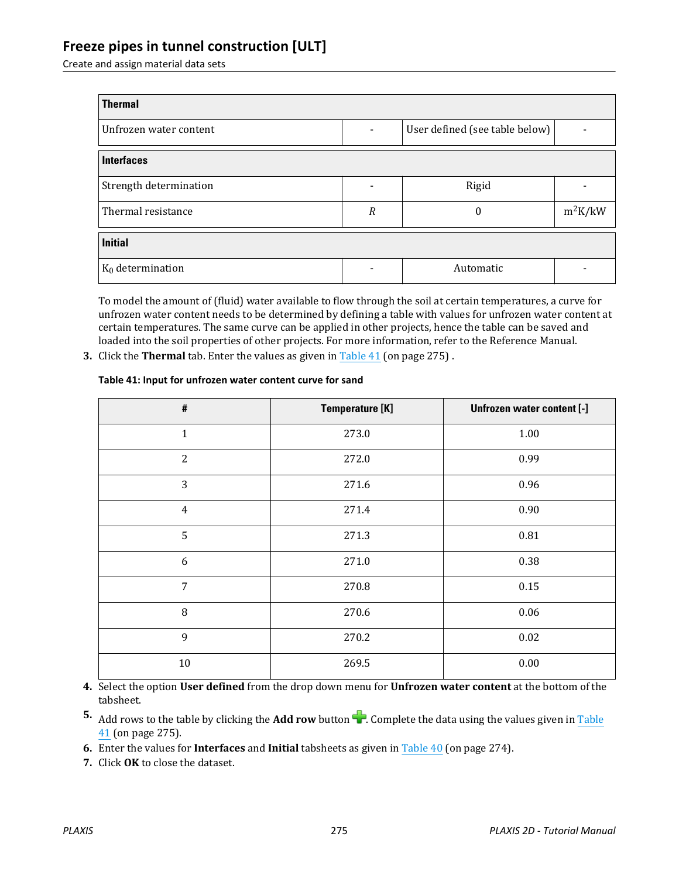| Thermal | | | |
| --- | --- | --- | --- |
| Unfrozen water content | - | User defined (see table below) | - |
| **Interfaces** | | | |
| Strength determination | - | Rigid | - |
| Thermal resistance | $R$ | 0 | $m^2K/kW$ |
| **Initial** | | | |
| $K_0$ determination | - | Automatic | - |

To model the amount of (fluid) water available to flow through the soil at certain temperatures, a curve for unfrozen water content needs to be determined by defining a table with values for unfrozen water content at certain temperatures. The same curve can be applied in other projects, hence the table can be saved and loaded into the soil properties of other projects. For more information, refer to the Reference Manual.

3. Click the **Thermal** tab. Enter the values as given in Table 41 (on page 275) .

**Table 41: Input for unfrozen water content curve for sand**

| # | Temperature [K] | Unfrozen water content [-] |
| --- | --- | --- |
| 1 | 273.0 | 1.00 |
| 2 | 272.0 | 0.99 |
| 3 | 271.6 | 0.96 |
| 4 | 271.4 | 0.90 |
| 5 | 271.3 | 0.81 |
| 6 | 271.0 | 0.38 |
| 7 | 270.8 | 0.15 |
| 8 | 270.6 | 0.06 |
| 9 | 270.2 | 0.02 |
| 10 | 269.5 | 0.00 |

4. Select the option **User defined** from the drop down menu for **Unfrozen water content** at the bottom of the tabsheet.
5. Add rows to the table by clicking the **Add row** button. Complete the data using the values given in Table 41 (on page 275).
6. Enter the values for **Interfaces** and **Initial** tabsheets as given in Table 40 (on page 274).
7. Click **OK** to close the dataset.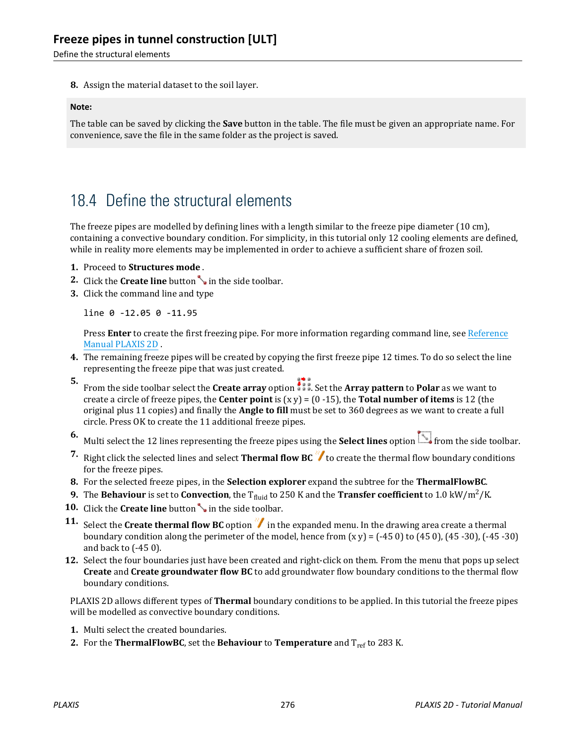8. Assign the material dataset to the soil layer.

**Note:**

The table can be saved by clicking the **Save** button in the table. The file must be given an appropriate name. For convenience, save the file in the same folder as the project is saved.

## 18.4 Define the structural elements

The freeze pipes are modelled by defining lines with a length similar to the freeze pipe diameter (10 cm), containing a convective boundary condition. For simplicity, in this tutorial only 12 cooling elements are defined, while in reality more elements may be implemented in order to achieve a sufficient share of frozen soil.

1. Proceed to **Structures mode** .
2. Click the **Create line** button in the side toolbar.
3. Click the command line and type

   ```
   line 0 -12.05 0 -11.95
   ```

   Press **Enter** to create the first freezing pipe. For more information regarding command line, see Reference Manual PLAXIS 2D .
4. The remaining freeze pipes will be created by copying the first freeze pipe 12 times. To do so select the line representing the freeze pipe that was just created.
5. From the side toolbar select the **Create array** option . Set the **Array pattern** to **Polar** as we want to create a circle of freeze pipes, the **Center point** is (x y) = (0 -15), the **Total number of items** is 12 (the original plus 11 copies) and finally the **Angle to fill** must be set to 360 degrees as we want to create a full circle. Press OK to create the 11 additional freeze pipes.
6. Multi select the 12 lines representing the freeze pipes using the **Select lines** option from the side toolbar.
7. Right click the selected lines and select **Thermal flow BC** to create the thermal flow boundary conditions for the freeze pipes.
8. For the selected freeze pipes, in the **Selection explorer** expand the subtree for the **ThermalFlowBC**.
9. The **Behaviour** is set to **Convection**, the $T_{fluid}$ to 250 K and the **Transfer coefficient** to 1.0 kW/m$^2$/K.
10. Click the **Create line** button in the side toolbar.
11. Select the **Create thermal flow BC** option in the expanded menu. In the drawing area create a thermal boundary condition along the perimeter of the model, hence from (x y) = (-45 0) to (45 0), (45 -30), (-45 -30) and back to (-45 0).
12. Select the four boundaries just have been created and right-click on them. From the menu that pops up select **Create** and **Create groundwater flow BC** to add groundwater flow boundary conditions to the thermal flow boundary conditions.

PLAXIS 2D allows different types of **Thermal** boundary conditions to be applied. In this tutorial the freeze pipes will be modelled as convective boundary conditions.

1. Multi select the created boundaries.
2. For the **ThermalFlowBC**, set the **Behaviour** to **Temperature** and $T_{ref}$ to 283 K.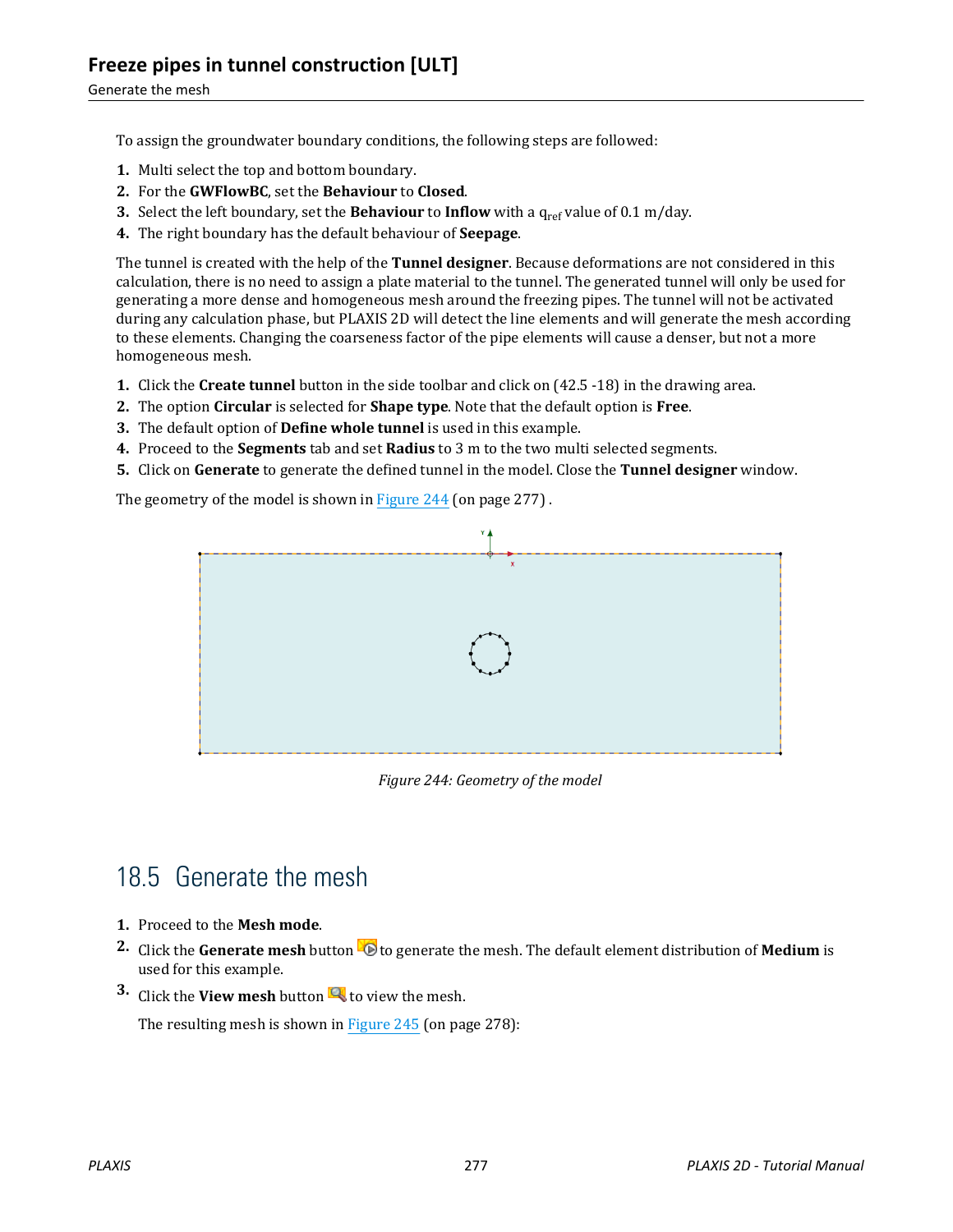To assign the groundwater boundary conditions, the following steps are followed:

1. Multi select the top and bottom boundary.
2. For the **GWFlowBC**, set the **Behaviour** to **Closed**.
3. Select the left boundary, set the **Behaviour** to **Inflow** with a $q_{ref}$ value of 0.1 m/day.
4. The right boundary has the default behaviour of **Seepage**.

The tunnel is created with the help of the **Tunnel designer**. Because deformations are not considered in this calculation, there is no need to assign a plate material to the tunnel. The generated tunnel will only be used for generating a more dense and homogeneous mesh around the freezing pipes. The tunnel will not be activated during any calculation phase, but PLAXIS 2D will detect the line elements and will generate the mesh according to these elements. Changing the coarseness factor of the pipe elements will cause a denser, but not a more homogeneous mesh.

1. Click the **Create tunnel** button in the side toolbar and click on (42.5 -18) in the drawing area.
2. The option **Circular** is selected for **Shape type**. Note that the default option is **Free**.
3. The default option of **Define whole tunnel** is used in this example.
4. Proceed to the **Segments** tab and set **Radius** to 3 m to the two multi selected segments.
5. Click on **Generate** to generate the defined tunnel in the model. Close the **Tunnel designer** window.

The geometry of the model is shown in Figure 244 (on page 277) .

*Figure 244: Geometry of the model*

## 18.5 Generate the mesh

1. Proceed to the **Mesh mode**.
2. Click the **Generate mesh** button to generate the mesh. The default element distribution of **Medium** is used for this example.
3. Click the **View mesh** button to view the mesh.

   The resulting mesh is shown in Figure 245 (on page 278):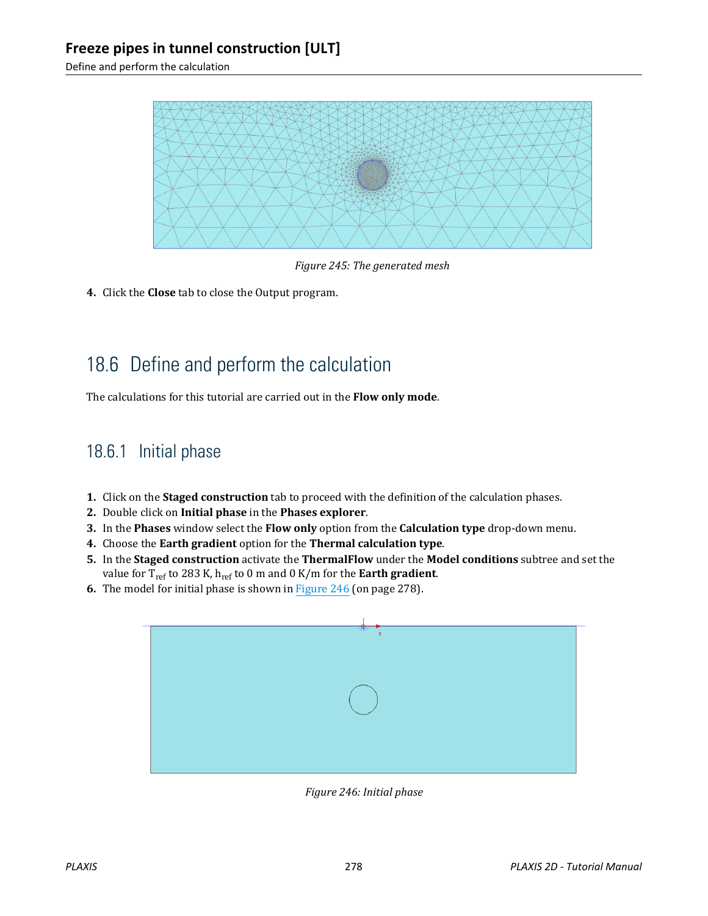*Figure 245: The generated mesh*

4. Click the **Close** tab to close the Output program.

## 18.6 Define and perform the calculation

The calculations for this tutorial are carried out in the **Flow only mode**.

### 18.6.1 Initial phase

1. Click on the **Staged construction** tab to proceed with the definition of the calculation phases.
2. Double click on **Initial phase** in the **Phases explorer**.
3. In the **Phases** window select the **Flow only** option from the **Calculation type** drop-down menu.
4. Choose the **Earth gradient** option for the **Thermal calculation type**.
5. In the **Staged construction** activate the **ThermalFlow** under the **Model conditions** subtree and set the value for $T_{ref}$ to 283 K, $h_{ref}$ to 0 m and 0 K/m for the **Earth gradient**.
6. The model for initial phase is shown in Figure 246 (on page 278).

*Figure 246: Initial phase*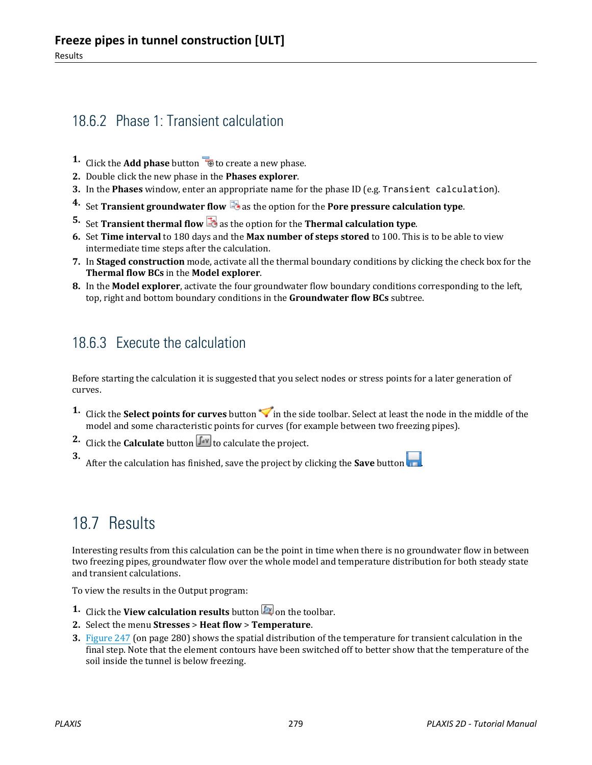## 18.6.2 Phase 1: Transient calculation

1. Click the **Add phase** button to create a new phase.
2. Double click the new phase in the **Phases explorer**.
3. In the **Phases** window, enter an appropriate name for the phase ID (e.g. `Transient calculation`).
4. Set **Transient groundwater flow** as the option for the **Pore pressure calculation type**.
5. Set **Transient thermal flow** as the option for the **Thermal calculation type**.
6. Set **Time interval** to 180 days and the **Max number of steps stored** to 100. This is to be able to view intermediate time steps after the calculation.
7. In **Staged construction** mode, activate all the thermal boundary conditions by clicking the check box for the **Thermal flow BCs** in the **Model explorer**.
8. In the **Model explorer**, activate the four groundwater flow boundary conditions corresponding to the left, top, right and bottom boundary conditions in the **Groundwater flow BCs** subtree.

## 18.6.3 Execute the calculation

Before starting the calculation it is suggested that you select nodes or stress points for a later generation of curves.

1. Click the **Select points for curves** button in the side toolbar. Select at least the node in the middle of the model and some characteristic points for curves (for example between two freezing pipes).
2. Click the **Calculate** button to calculate the project.
3. After the calculation has finished, save the project by clicking the **Save** button.

# 18.7 Results

Interesting results from this calculation can be the point in time when there is no groundwater flow in between two freezing pipes, groundwater flow over the whole model and temperature distribution for both steady state and transient calculations.

To view the results in the Output program:

1. Click the **View calculation results** button on the toolbar.
2. Select the menu **Stresses** > **Heat flow** > **Temperature**.
3. Figure 247 (on page 280) shows the spatial distribution of the temperature for transient calculation in the final step. Note that the element contours have been switched off to better show that the temperature of the soil inside the tunnel is below freezing.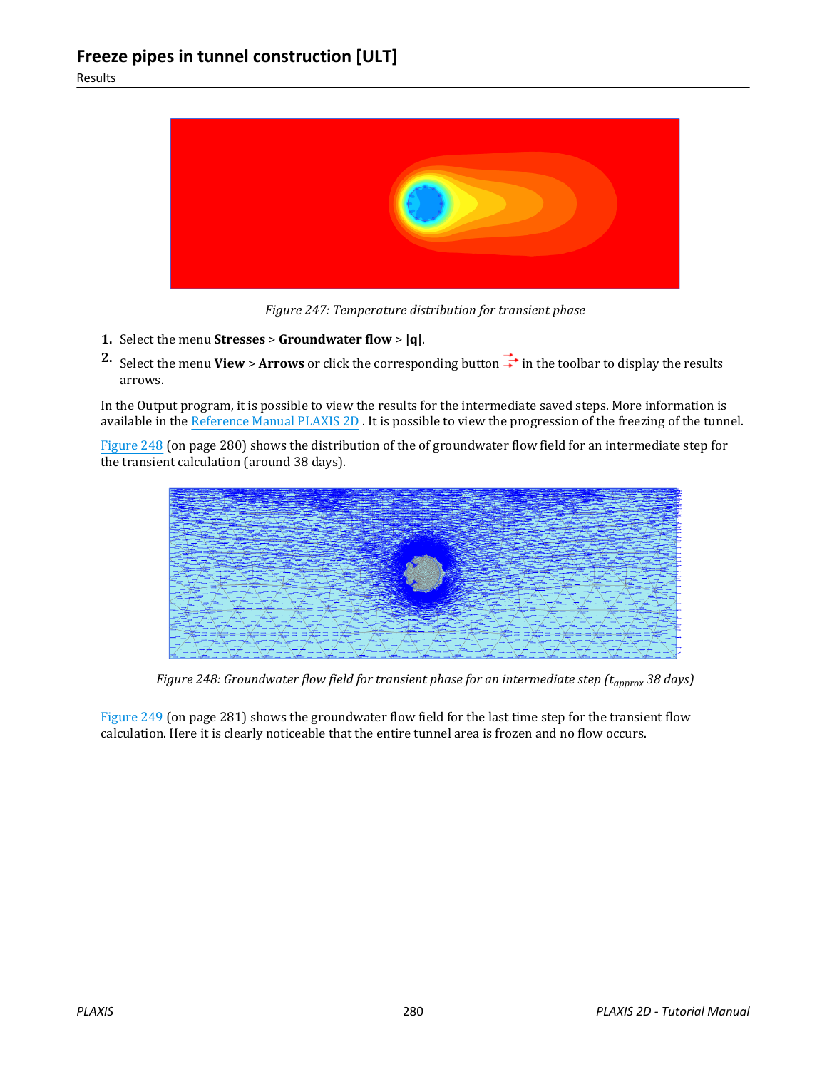Figure 247: Temperature distribution for transient phase

1. Select the menu **Stresses** > **Groundwater flow** > **|q|**.
2. Select the menu **View** > **Arrows** or click the corresponding button in the toolbar to display the results arrows.

In the Output program, it is possible to view the results for the intermediate saved steps. More information is available in the Reference Manual PLAXIS 2D . It is possible to view the progression of the freezing of the tunnel.

Figure 248 (on page 280) shows the distribution of the of groundwater flow field for an intermediate step for the transient calculation (around 38 days).

Figure 248: Groundwater flow field for transient phase for an intermediate step ($t_{approx}$ 38 days)

Figure 249 (on page 281) shows the groundwater flow field for the last time step for the transient flow calculation. Here it is clearly noticeable that the entire tunnel area is frozen and no flow occurs.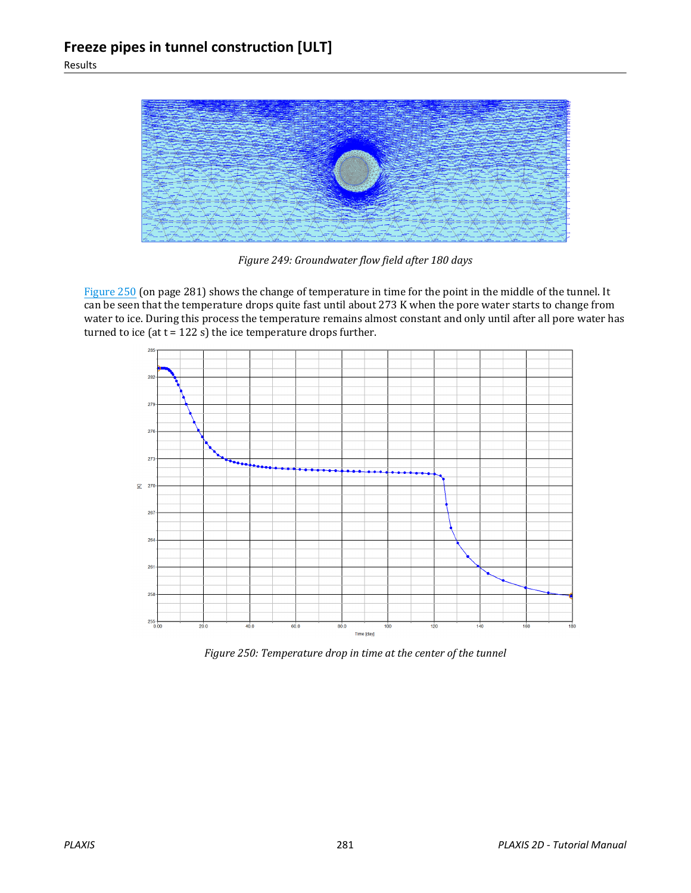Figure 249: Groundwater flow field after 180 days

Figure 250 (on page 281) shows the change of temperature in time for the point in the middle of the tunnel. It can be seen that the temperature drops quite fast until about 273 K when the pore water starts to change from water to ice. During this process the temperature remains almost constant and only until after all pore water has turned to ice (at t = 122 s) the ice temperature drops further.

285
282
279
276
273
270
267
264
261
258
255

[K]

0.00 20.0 40.0 60.0 80.0 100 120 140 160 180

Time [day]

Figure 250: Temperature drop in time at the center of the tunnel